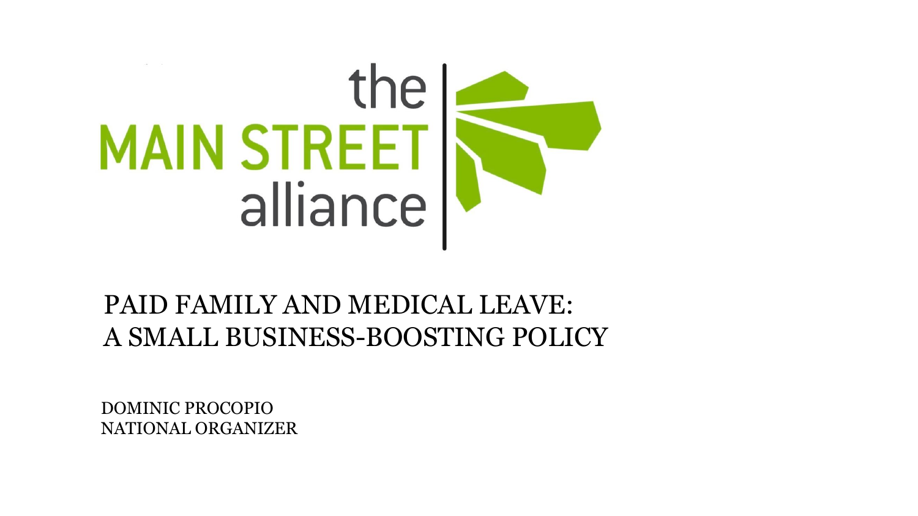the MAIN STREET alliance

# PAID FAMILY AND MEDICAL LEAVE: A SMALL BUSINESS-BOOSTING POLICY

DOMINIC PROCOPIO
NATIONAL ORGANIZER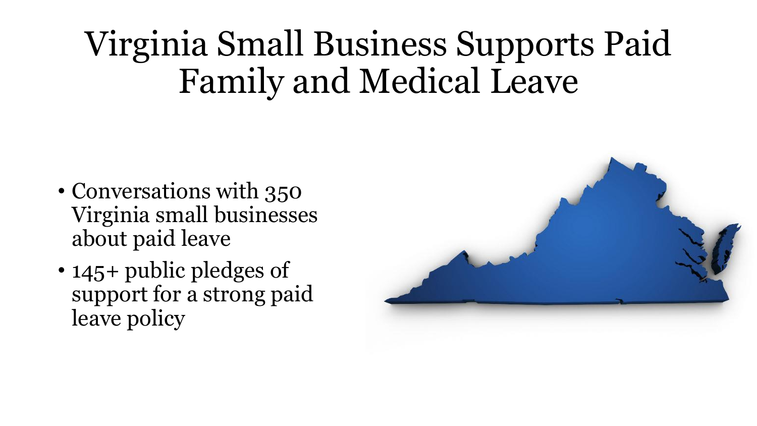# Virginia Small Business Supports Paid Family and Medical Leave

- Conversations with 350 Virginia small businesses about paid leave
- 145+ public pledges of support for a strong paid leave policy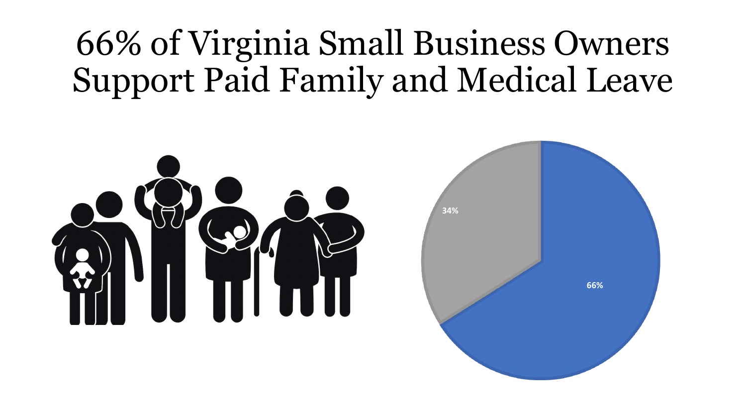# 66% of Virginia Small Business Owners Support Paid Family and Medical Leave

34%

66%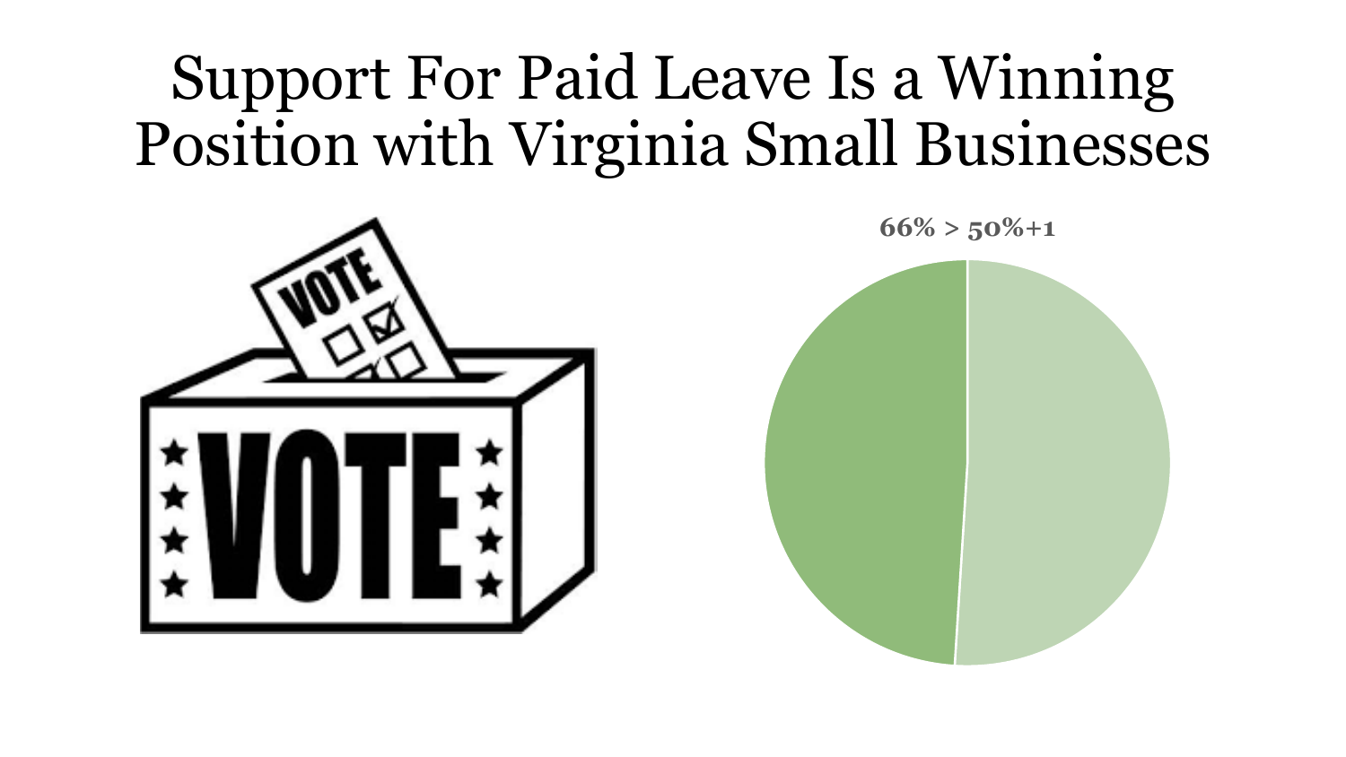# Support For Paid Leave Is a Winning Position with Virginia Small Businesses

**66% > 50%+1**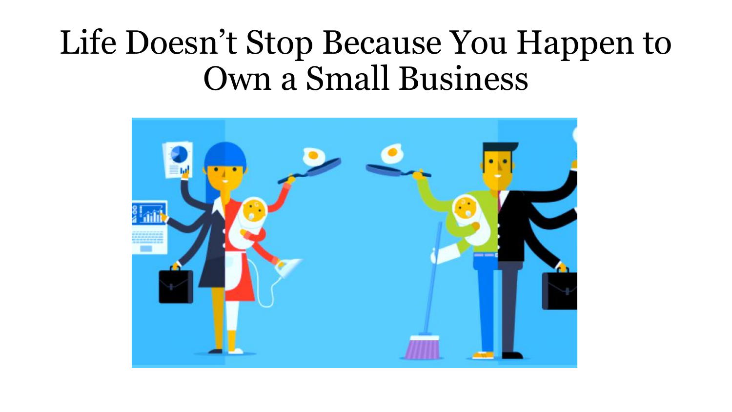# Life Doesn't Stop Because You Happen to Own a Small Business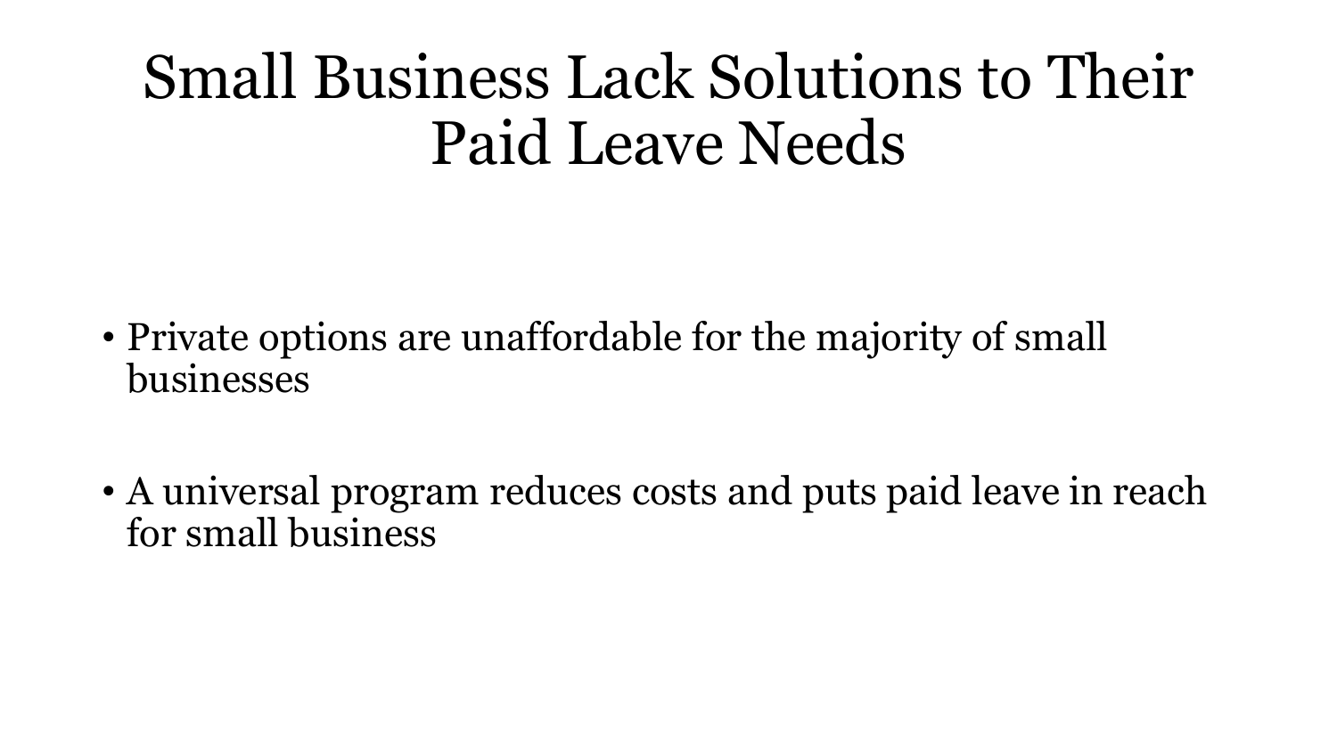# Small Business Lack Solutions to Their Paid Leave Needs

- Private options are unaffordable for the majority of small businesses
- A universal program reduces costs and puts paid leave in reach for small business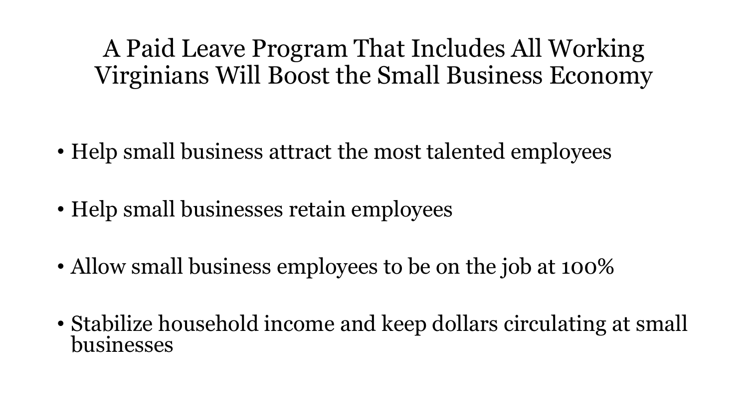# A Paid Leave Program That Includes All Working Virginians Will Boost the Small Business Economy

- Help small business attract the most talented employees
- Help small businesses retain employees
- Allow small business employees to be on the job at 100%
- Stabilize household income and keep dollars circulating at small businesses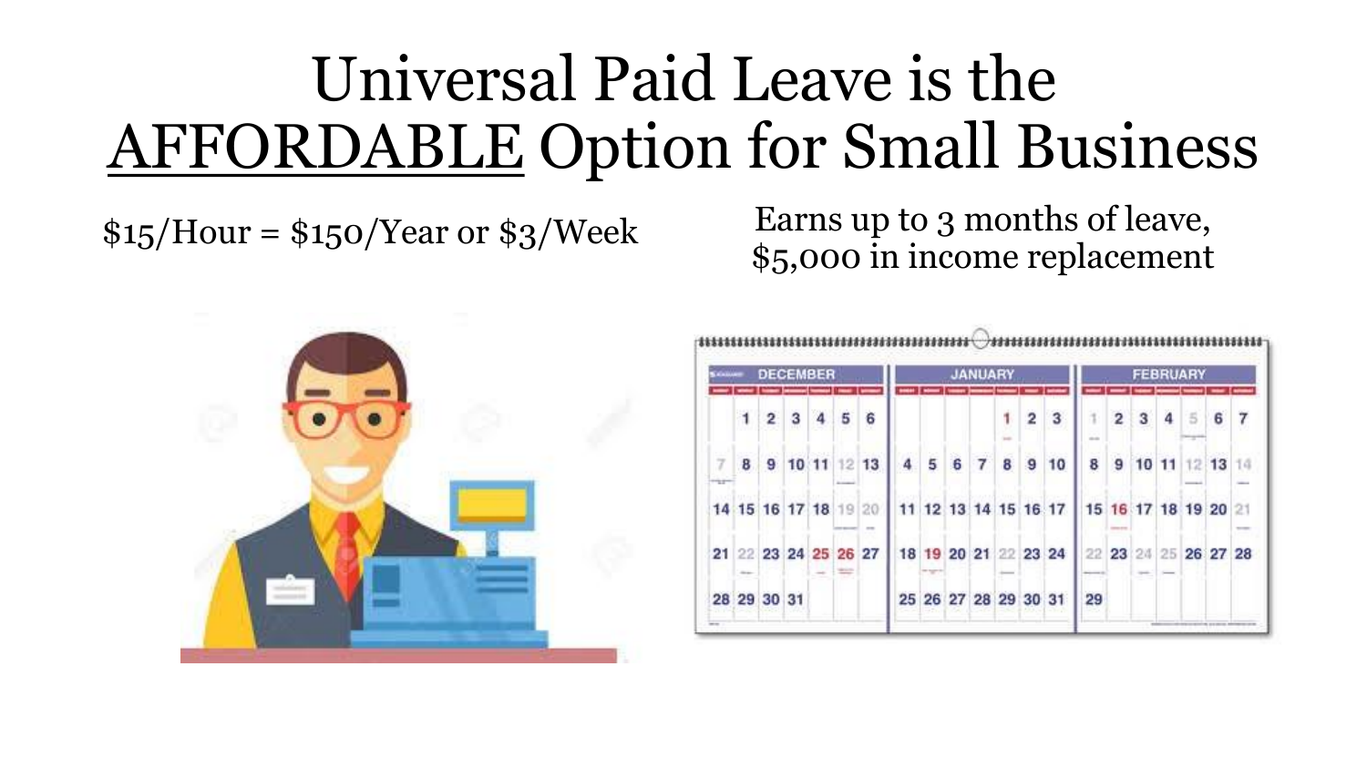# Universal Paid Leave is the AFFORDABLE Option for Small Business

$15/Hour = $150/Year or $3/Week

Earns up to 3 months of leave, $5,000 in income replacement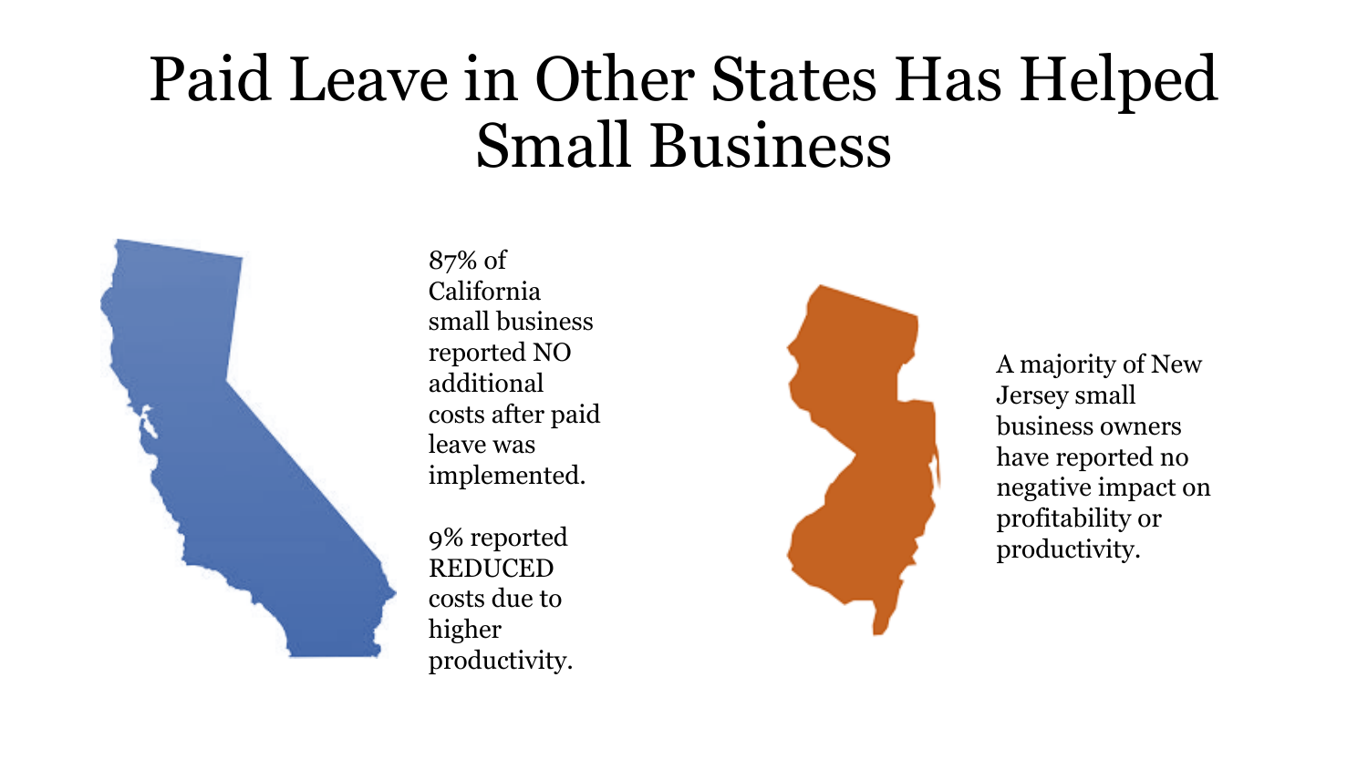# Paid Leave in Other States Has Helped Small Business

87% of California small business reported NO additional costs after paid leave was implemented.

9% reported REDUCED costs due to higher productivity.

A majority of New Jersey small business owners have reported no negative impact on profitability or productivity.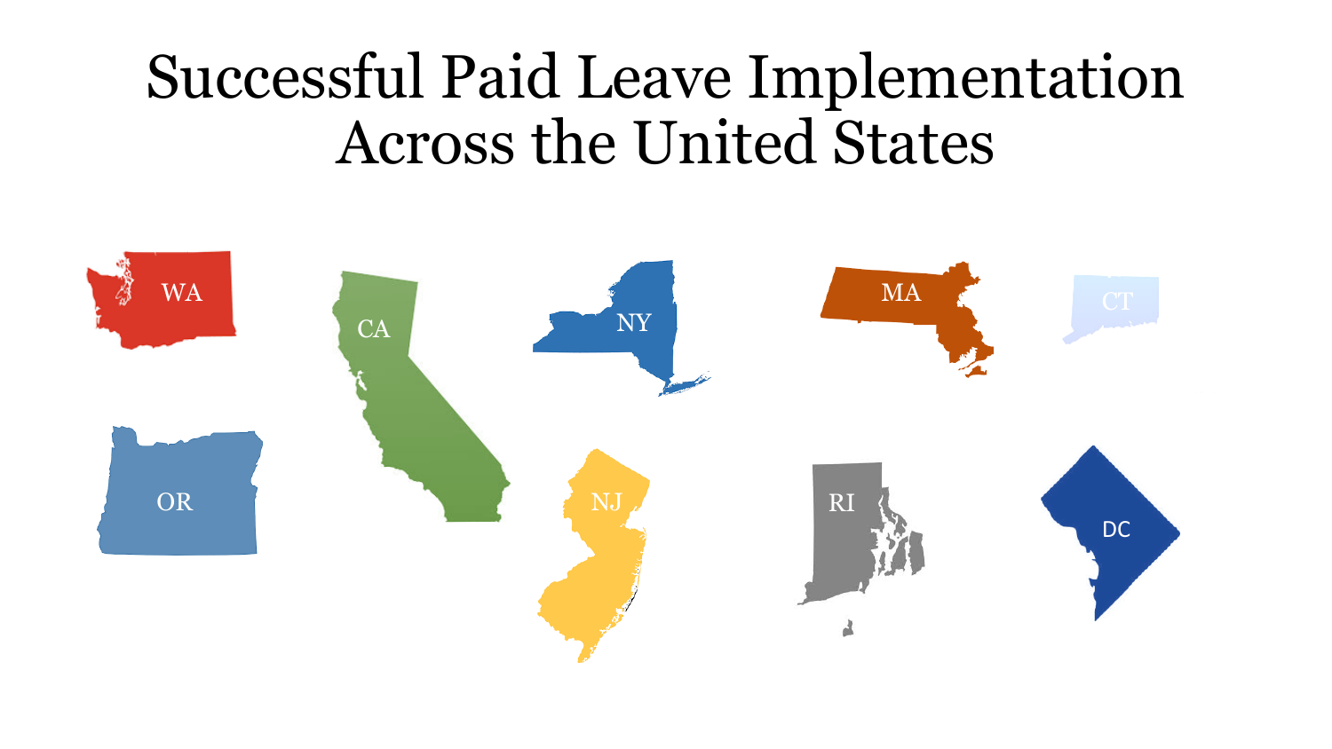# Successful Paid Leave Implementation Across the United States

WA

CA

NY

MA

CT

OR

NJ

RI

DC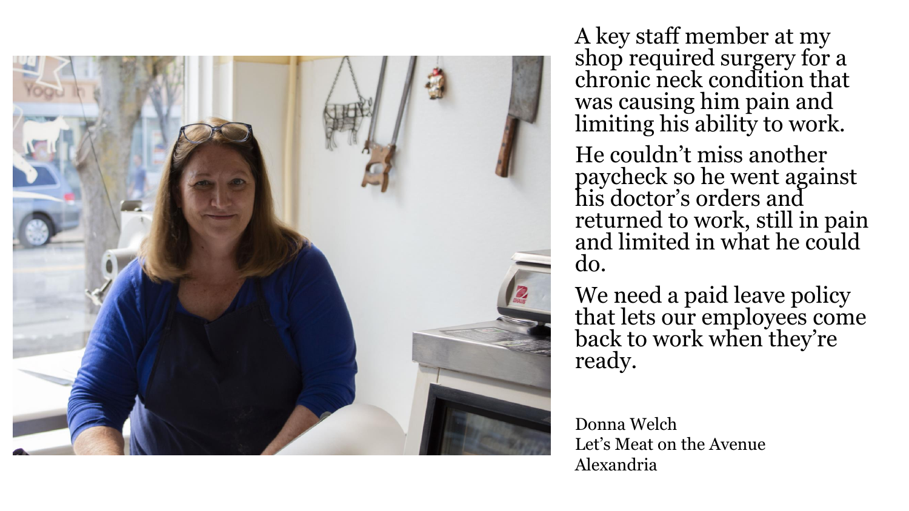A key staff member at my shop required surgery for a chronic neck condition that was causing him pain and limiting his ability to work.

He couldn't miss another paycheck so he went against his doctor's orders and returned to work, still in pain and limited in what he could do.

We need a paid leave policy that lets our employees come back to work when they're ready.

Donna Welch
Let's Meat on the Avenue
Alexandria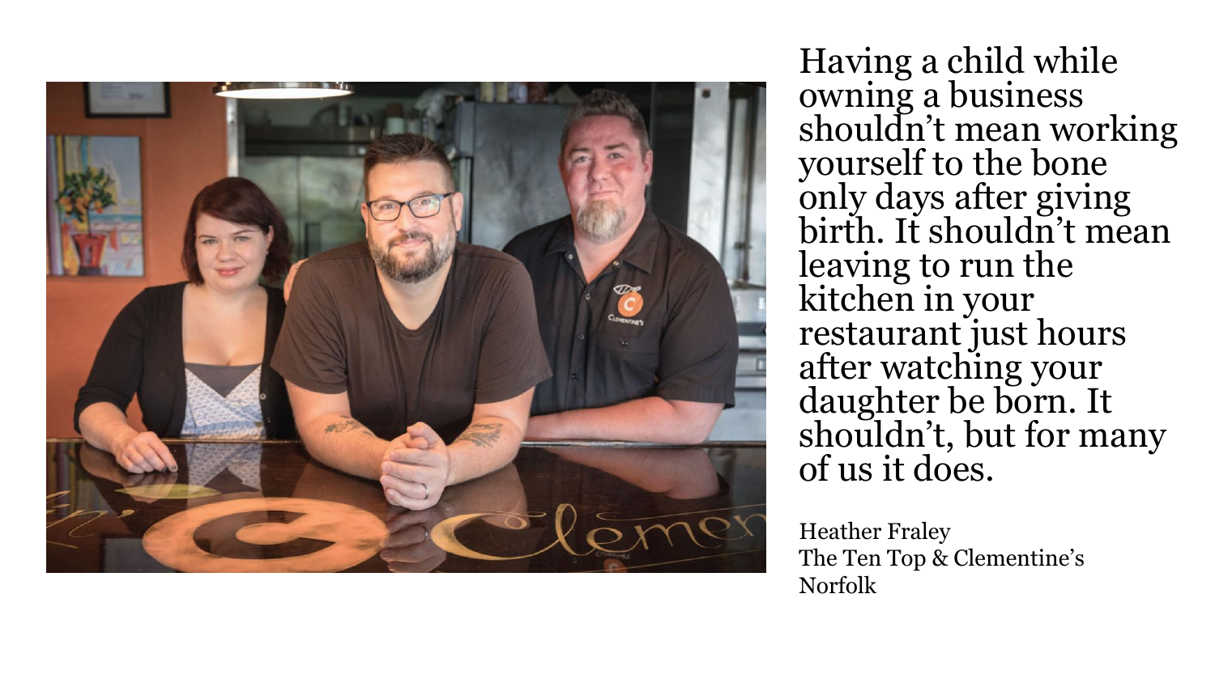Having a child while owning a business shouldn't mean working yourself to the bone only days after giving birth. It shouldn't mean leaving to run the kitchen in your restaurant just hours after watching your daughter be born. It shouldn't, but for many of us it does.

Heather Fraley  
The Ten Top & Clementine's  
Norfolk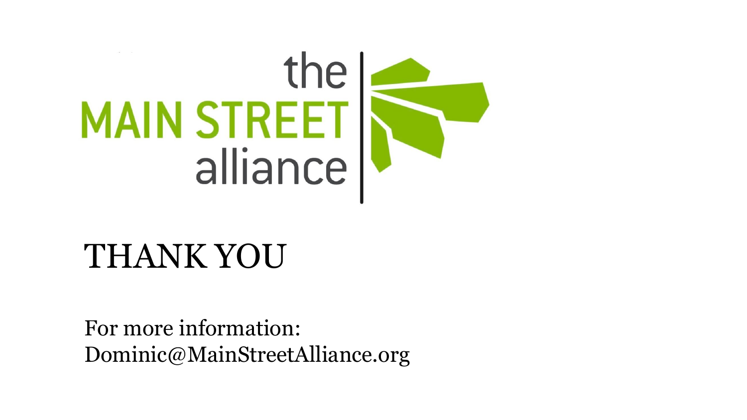the MAIN STREET alliance

# THANK YOU

For more information:
Dominic@MainStreetAlliance.org